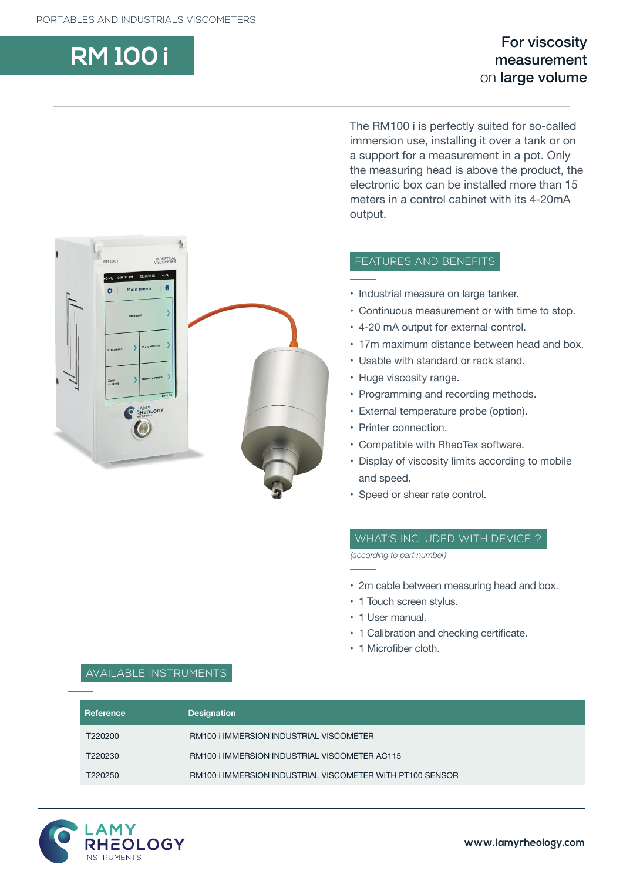PORTABLES AND INDUSTRIALS VISCOMETERS

# RM 100 i

**For viscosity measurement** on **large volume**

The RM100 i is perfectly suited for so-called immersion use, installing it over a tank or on a support for a measurement in a pot. Only the measuring head is above the product, the electronic box can be installed more than 15 meters in a control cabinet with its 4-20mA output.

## FEATURES AND BENEFITS

- Industrial measure on large tanker.
- Continuous measurement or with time to stop.
- 4-20 mA output for external control.
- 17m maximum distance between head and box.
- Usable with standard or rack stand.
- Huge viscosity range.
- Programming and recording methods.
- External temperature probe (option).
- Printer connection.
- Compatible with RheoTex software.
- Display of viscosity limits according to mobile and speed.
- Speed or shear rate control.

## WHAT'S INCLUDED WITH DEVICE ?

*(according to part number)*

- 2m cable between measuring head and box.
- 1 Touch screen stylus.
- 1 User manual.
- 1 Calibration and checking certificate.
- 1 Microfiber cloth.

## AVAILABLE INSTRUMENTS

| Reference | Designation |
| --- | --- |
| T220200 | RM100 i IMMERSION INDUSTRIAL VISCOMETER |
| T220230 | RM100 i IMMERSION INDUSTRIAL VISCOMETER AC115 |
| T220250 | RM100 i IMMERSION INDUSTRIAL VISCOMETER WITH PT100 SENSOR |

LAMY RHEOLOGY INSTRUMENTS

www.lamyrheology.com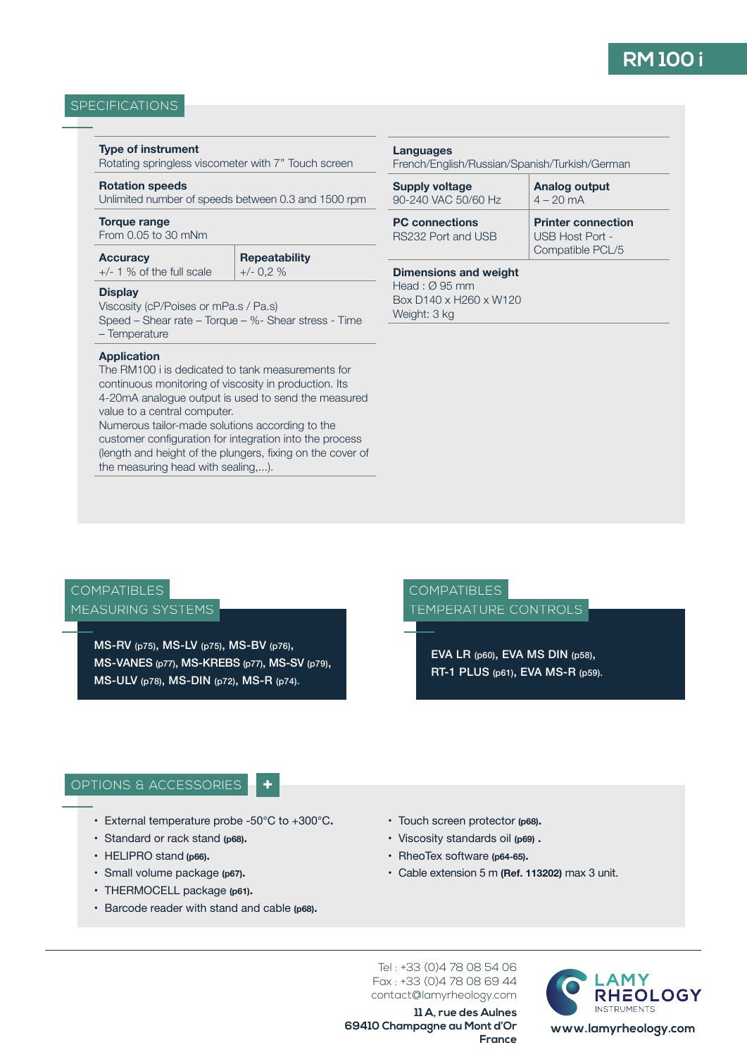# RM 100 i

## SPECIFICATIONS

**Type of instrument**
Rotating springless viscometer with 7" Touch screen

**Rotation speeds**
Unlimited number of speeds between 0.3 and 1500 rpm

**Torque range**
From 0.05 to 30 mNm

**Accuracy**
+/- 1 % of the full scale

**Repeatability**
+/- 0,2 %

**Display**
Viscosity (cP/Poises or mPa.s / Pa.s)
Speed – Shear rate – Torque – %- Shear stress - Time – Temperature

**Application**
The RM100 i is dedicated to tank measurements for continuous monitoring of viscosity in production. Its 4-20mA analogue output is used to send the measured value to a central computer.
Numerous tailor-made solutions according to the customer configuration for integration into the process (length and height of the plungers, fixing on the cover of the measuring head with sealing,...).

**Languages**
French/English/Russian/Spanish/Turkish/German

**Supply voltage**
90-240 VAC 50/60 Hz

**Analog output**
4 – 20 mA

**PC connections**
RS232 Port and USB

**Printer connection**
USB Host Port - Compatible PCL/5

**Dimensions and weight**
Head : Ø 95 mm
Box D140 x H260 x W120
Weight: 3 kg

## COMPATIBLES MEASURING SYSTEMS

**MS-RV** (p75), **MS-LV** (p75), **MS-BV** (p76), **MS-VANES** (p77), **MS-KREBS** (p77), **MS-SV** (p79), **MS-ULV** (p78), **MS-DIN** (p72), **MS-R** (p74).

## COMPATIBLES TEMPERATURE CONTROLS

**EVA LR** (p60), **EVA MS DIN** (p58), **RT-1 PLUS** (p61), **EVA MS-R** (p59).

## OPTIONS & ACCESSORIES +

- External temperature probe -50°C to +300°C.
- Standard or rack stand **(p68).**
- HELIPRO stand **(p66).**
- Small volume package **(p67).**
- THERMOCELL package **(p61).**
- Barcode reader with stand and cable **(p68).**
- Touch screen protector **(p68).**
- Viscosity standards oil **(p69) .**
- RheoTex software **(p64-65).**
- Cable extension 5 m **(Ref. 113202)** max 3 unit.

Tel : +33 (0)4 78 08 54 06
Fax : +33 (0)4 78 08 69 44
contact@lamyrheology.com

**11 A, rue des Aulnes**
**69410 Champagne au Mont d'Or**
**France**

LAMY RHEOLOGY INSTRUMENTS
**www.lamyrheology.com**